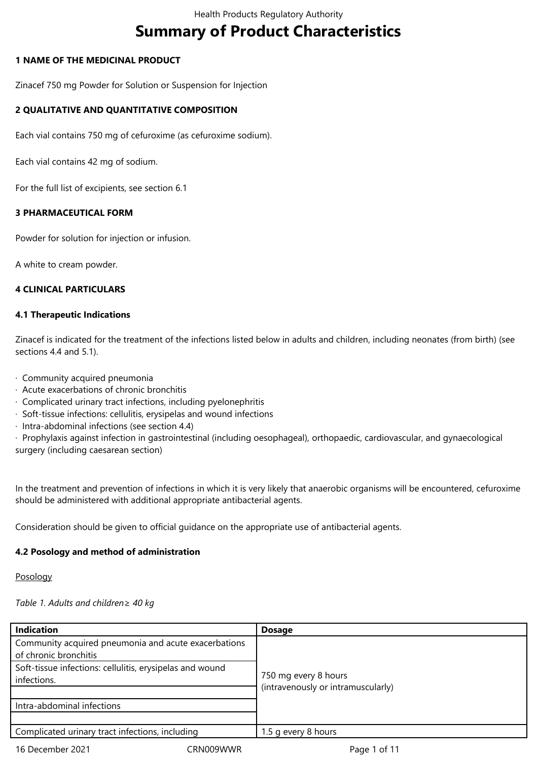# Summary of Product Characteristics

**1 NAME OF THE MEDICINAL PRODUCT**

Zinacef 750 mg Powder for Solution or Suspension for Injection

**2 QUALITATIVE AND QUANTITATIVE COMPOSITION**

Each vial contains 750 mg of cefuroxime (as cefuroxime sodium).

Each vial contains 42 mg of sodium.

For the full list of excipients, see section 6.1

**3 PHARMACEUTICAL FORM**

Powder for solution for injection or infusion.

A white to cream powder.

**4 CLINICAL PARTICULARS**

**4.1 Therapeutic Indications**

Zinacef is indicated for the treatment of the infections listed below in adults and children, including neonates (from birth) (see sections 4.4 and 5.1).

- Community acquired pneumonia
- Acute exacerbations of chronic bronchitis
- Complicated urinary tract infections, including pyelonephritis
- Soft-tissue infections: cellulitis, erysipelas and wound infections
- Intra-abdominal infections (see section 4.4)
- Prophylaxis against infection in gastrointestinal (including oesophageal), orthopaedic, cardiovascular, and gynaecological surgery (including caesarean section)

In the treatment and prevention of infections in which it is very likely that anaerobic organisms will be encountered, cefuroxime should be administered with additional appropriate antibacterial agents.

Consideration should be given to official guidance on the appropriate use of antibacterial agents.

**4.2 Posology and method of administration**

Posology

*Table 1. Adults and children ≥ 40 kg*

| Indication | Dosage |
|---|---|
| Community acquired pneumonia and acute exacerbations of chronic bronchitis | 750 mg every 8 hours (intravenously or intramuscularly) |
| Soft-tissue infections: cellulitis, erysipelas and wound infections. | |
| | |
| Intra-abdominal infections | |
| | |
| Complicated urinary tract infections, including | 1.5 g every 8 hours |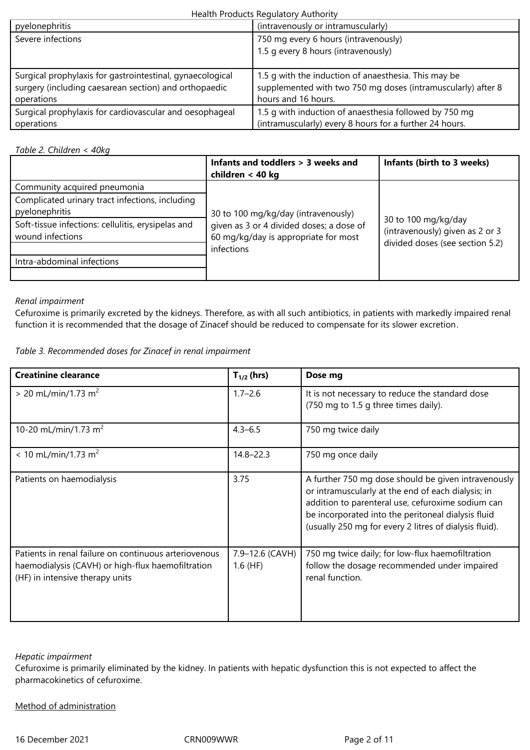| | |
|---|---|
| pyelonephritis | (intravenously or intramuscularly) |
| Severe infections | 750 mg every 6 hours (intravenously)<br>1.5 g every 8 hours (intravenously) |
| Surgical prophylaxis for gastrointestinal, gynaecological surgery (including caesarean section) and orthopaedic operations | 1.5 g with the induction of anaesthesia. This may be supplemented with two 750 mg doses (intramuscularly) after 8 hours and 16 hours. |
| Surgical prophylaxis for cardiovascular and oesophageal operations | 1.5 g with induction of anaesthesia followed by 750 mg (intramuscularly) every 8 hours for a further 24 hours. |

*Table 2. Children < 40kg*

| | Infants and toddlers > 3 weeks and children < 40 kg | Infants (birth to 3 weeks) |
|---|---|---|
| Community acquired pneumonia | 30 to 100 mg/kg/day (intravenously) given as 3 or 4 divided doses; a dose of 60 mg/kg/day is appropriate for most infections | 30 to 100 mg/kg/day (intravenously) given as 2 or 3 divided doses (see section 5.2) |
| Complicated urinary tract infections, including pyelonephritis | | |
| Soft-tissue infections: cellulitis, erysipelas and wound infections | | |
| | | |
| Intra-abdominal infections | | |
| | | |

*Renal impairment*

Cefuroxime is primarily excreted by the kidneys. Therefore, as with all such antibiotics, in patients with markedly impaired renal function it is recommended that the dosage of Zinacef should be reduced to compensate for its slower excretion.

*Table 3. Recommended doses for Zinacef in renal impairment*

| Creatinine clearance | $T_{1/2}$ (hrs) | Dose mg |
|---|---|---|
| > 20 mL/min/1.73 $m^2$ | 1.7–2.6 | It is not necessary to reduce the standard dose (750 mg to 1.5 g three times daily). |
| 10-20 mL/min/1.73 $m^2$ | 4.3–6.5 | 750 mg twice daily |
| < 10 mL/min/1.73 $m^2$ | 14.8–22.3 | 750 mg once daily |
| Patients on haemodialysis | 3.75 | A further 750 mg dose should be given intravenously or intramuscularly at the end of each dialysis; in addition to parenteral use, cefuroxime sodium can be incorporated into the peritoneal dialysis fluid (usually 250 mg for every 2 litres of dialysis fluid). |
| Patients in renal failure on continuous arteriovenous haemodialysis (CAVH) or high-flux haemofiltration (HF) in intensive therapy units | 7.9–12.6 (CAVH)<br>1.6 (HF) | 750 mg twice daily; for low-flux haemofiltration follow the dosage recommended under impaired renal function. |

*Hepatic impairment*

Cefuroxime is primarily eliminated by the kidney. In patients with hepatic dysfunction this is not expected to affect the pharmacokinetics of cefuroxime.

<u>Method of administration</u>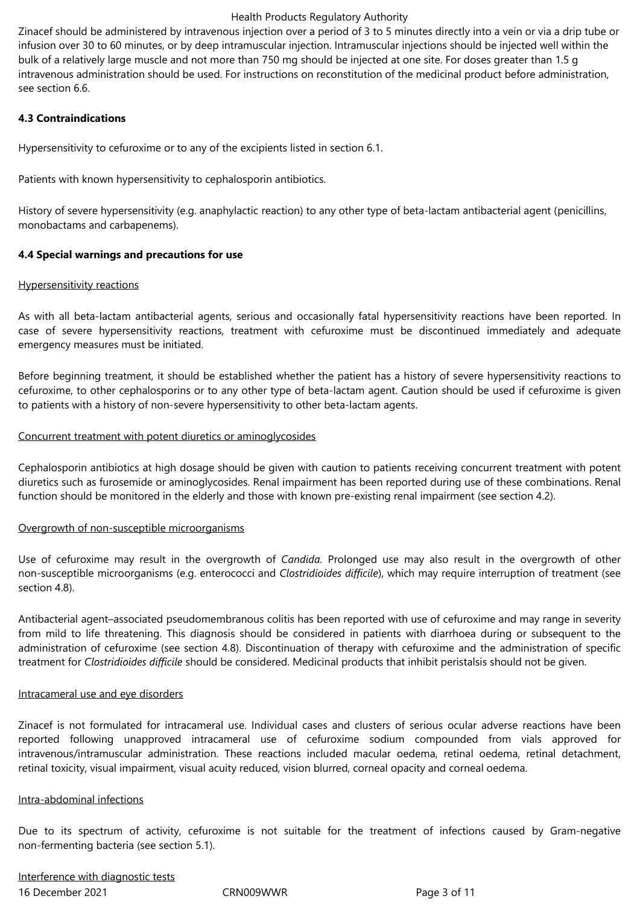Zinacef should be administered by intravenous injection over a period of 3 to 5 minutes directly into a vein or via a drip tube or infusion over 30 to 60 minutes, or by deep intramuscular injection. Intramuscular injections should be injected well within the bulk of a relatively large muscle and not more than 750 mg should be injected at one site. For doses greater than 1.5 g intravenous administration should be used. For instructions on reconstitution of the medicinal product before administration, see section 6.6.

**4.3 Contraindications**

Hypersensitivity to cefuroxime or to any of the excipients listed in section 6.1.

Patients with known hypersensitivity to cephalosporin antibiotics.

History of severe hypersensitivity (e.g. anaphylactic reaction) to any other type of beta-lactam antibacterial agent (penicillins, monobactams and carbapenems).

**4.4 Special warnings and precautions for use**

Hypersensitivity reactions

As with all beta-lactam antibacterial agents, serious and occasionally fatal hypersensitivity reactions have been reported. In case of severe hypersensitivity reactions, treatment with cefuroxime must be discontinued immediately and adequate emergency measures must be initiated.

Before beginning treatment, it should be established whether the patient has a history of severe hypersensitivity reactions to cefuroxime, to other cephalosporins or to any other type of beta-lactam agent. Caution should be used if cefuroxime is given to patients with a history of non-severe hypersensitivity to other beta-lactam agents.

Concurrent treatment with potent diuretics or aminoglycosides

Cephalosporin antibiotics at high dosage should be given with caution to patients receiving concurrent treatment with potent diuretics such as furosemide or aminoglycosides. Renal impairment has been reported during use of these combinations. Renal function should be monitored in the elderly and those with known pre-existing renal impairment (see section 4.2).

Overgrowth of non-susceptible microorganisms

Use of cefuroxime may result in the overgrowth of *Candida.* Prolonged use may also result in the overgrowth of other non-susceptible microorganisms (e.g. enterococci and *Clostridioides difficile*), which may require interruption of treatment (see section 4.8).

Antibacterial agent–associated pseudomembranous colitis has been reported with use of cefuroxime and may range in severity from mild to life threatening. This diagnosis should be considered in patients with diarrhoea during or subsequent to the administration of cefuroxime (see section 4.8). Discontinuation of therapy with cefuroxime and the administration of specific treatment for *Clostridioides difficile* should be considered. Medicinal products that inhibit peristalsis should not be given.

Intracameral use and eye disorders

Zinacef is not formulated for intracameral use. Individual cases and clusters of serious ocular adverse reactions have been reported following unapproved intracameral use of cefuroxime sodium compounded from vials approved for intravenous/intramuscular administration. These reactions included macular oedema, retinal oedema, retinal detachment, retinal toxicity, visual impairment, visual acuity reduced, vision blurred, corneal opacity and corneal oedema.

Intra-abdominal infections

Due to its spectrum of activity, cefuroxime is not suitable for the treatment of infections caused by Gram-negative non-fermenting bacteria (see section 5.1).

Interference with diagnostic tests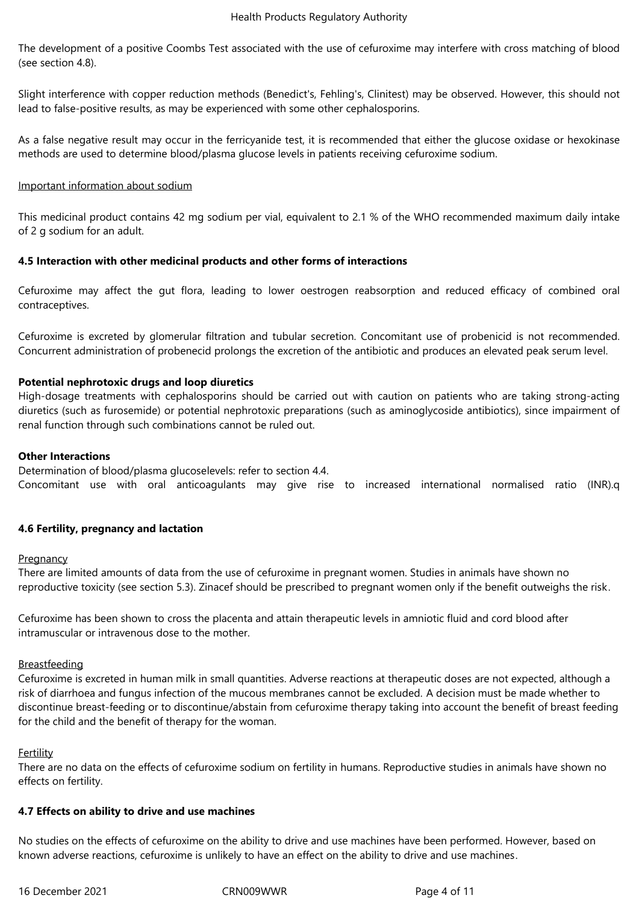The development of a positive Coombs Test associated with the use of cefuroxime may interfere with cross matching of blood (see section 4.8).

Slight interference with copper reduction methods (Benedict's, Fehling's, Clinitest) may be observed. However, this should not lead to false-positive results, as may be experienced with some other cephalosporins.

As a false negative result may occur in the ferricyanide test, it is recommended that either the glucose oxidase or hexokinase methods are used to determine blood/plasma glucose levels in patients receiving cefuroxime sodium.

Important information about sodium

This medicinal product contains 42 mg sodium per vial, equivalent to 2.1 % of the WHO recommended maximum daily intake of 2 g sodium for an adult.

**4.5 Interaction with other medicinal products and other forms of interactions**

Cefuroxime may affect the gut flora, leading to lower oestrogen reabsorption and reduced efficacy of combined oral contraceptives.

Cefuroxime is excreted by glomerular filtration and tubular secretion. Concomitant use of probenicid is not recommended. Concurrent administration of probenecid prolongs the excretion of the antibiotic and produces an elevated peak serum level.

**Potential nephrotoxic drugs and loop diuretics**
High-dosage treatments with cephalosporins should be carried out with caution on patients who are taking strong-acting diuretics (such as furosemide) or potential nephrotoxic preparations (such as aminoglycoside antibiotics), since impairment of renal function through such combinations cannot be ruled out.

**Other Interactions**
Determination of blood/plasma glucoselevels: refer to section 4.4.
Concomitant use with oral anticoagulants may give rise to increased international normalised ratio (INR).q

**4.6 Fertility, pregnancy and lactation**

Pregnancy
There are limited amounts of data from the use of cefuroxime in pregnant women. Studies in animals have shown no reproductive toxicity (see section 5.3). Zinacef should be prescribed to pregnant women only if the benefit outweighs the risk.

Cefuroxime has been shown to cross the placenta and attain therapeutic levels in amniotic fluid and cord blood after intramuscular or intravenous dose to the mother.

Breastfeeding
Cefuroxime is excreted in human milk in small quantities. Adverse reactions at therapeutic doses are not expected, although a risk of diarrhoea and fungus infection of the mucous membranes cannot be excluded. A decision must be made whether to discontinue breast-feeding or to discontinue/abstain from cefuroxime therapy taking into account the benefit of breast feeding for the child and the benefit of therapy for the woman.

Fertility
There are no data on the effects of cefuroxime sodium on fertility in humans. Reproductive studies in animals have shown no effects on fertility.

**4.7 Effects on ability to drive and use machines**

No studies on the effects of cefuroxime on the ability to drive and use machines have been performed. However, based on known adverse reactions, cefuroxime is unlikely to have an effect on the ability to drive and use machines.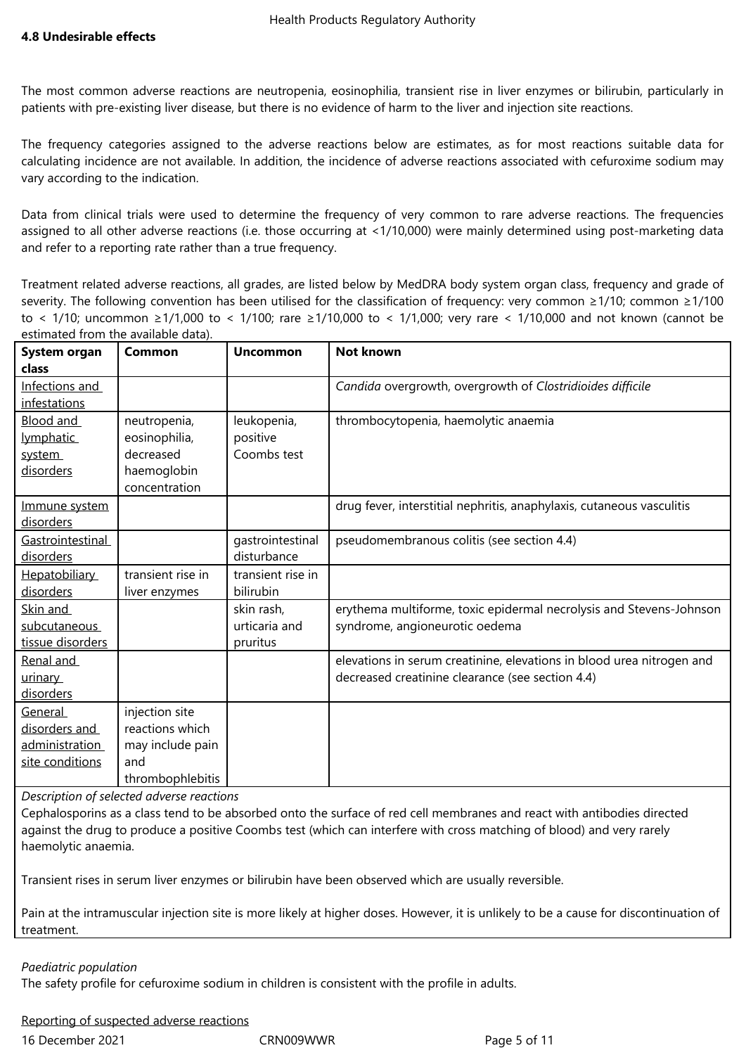### 4.8 Undesirable effects

The most common adverse reactions are neutropenia, eosinophilia, transient rise in liver enzymes or bilirubin, particularly in patients with pre-existing liver disease, but there is no evidence of harm to the liver and injection site reactions.

The frequency categories assigned to the adverse reactions below are estimates, as for most reactions suitable data for calculating incidence are not available. In addition, the incidence of adverse reactions associated with cefuroxime sodium may vary according to the indication.

Data from clinical trials were used to determine the frequency of very common to rare adverse reactions. The frequencies assigned to all other adverse reactions (i.e. those occurring at <1/10,000) were mainly determined using post-marketing data and refer to a reporting rate rather than a true frequency.

Treatment related adverse reactions, all grades, are listed below by MedDRA body system organ class, frequency and grade of severity. The following convention has been utilised for the classification of frequency: very common ≥1/10; common ≥1/100 to < 1/10; uncommon ≥1/1,000 to < 1/100; rare ≥1/10,000 to < 1/1,000; very rare < 1/10,000 and not known (cannot be estimated from the available data).

| System organ class | Common | Uncommon | Not known |
|---|---|---|---|
| Infections and infestations | | | *Candida* overgrowth, overgrowth of *Clostridioides difficile* |
| Blood and lymphatic system disorders | neutropenia, eosinophilia, decreased haemoglobin concentration | leukopenia, positive Coombs test | thrombocytopenia, haemolytic anaemia |
| Immune system disorders | | | drug fever, interstitial nephritis, anaphylaxis, cutaneous vasculitis |
| Gastrointestinal disorders | | gastrointestinal disturbance | pseudomembranous colitis (see section 4.4) |
| Hepatobiliary disorders | transient rise in liver enzymes | transient rise in bilirubin | |
| Skin and subcutaneous tissue disorders | | skin rash, urticaria and pruritus | erythema multiforme, toxic epidermal necrolysis and Stevens-Johnson syndrome, angioneurotic oedema |
| Renal and urinary disorders | | | elevations in serum creatinine, elevations in blood urea nitrogen and decreased creatinine clearance (see section 4.4) |
| General disorders and administration site conditions | injection site reactions which may include pain and thrombophlebitis | | |

*Description of selected adverse reactions*

Cephalosporins as a class tend to be absorbed onto the surface of red cell membranes and react with antibodies directed against the drug to produce a positive Coombs test (which can interfere with cross matching of blood) and very rarely haemolytic anaemia.

Transient rises in serum liver enzymes or bilirubin have been observed which are usually reversible.

Pain at the intramuscular injection site is more likely at higher doses. However, it is unlikely to be a cause for discontinuation of treatment.

*Paediatric population*

The safety profile for cefuroxime sodium in children is consistent with the profile in adults.

Reporting of suspected adverse reactions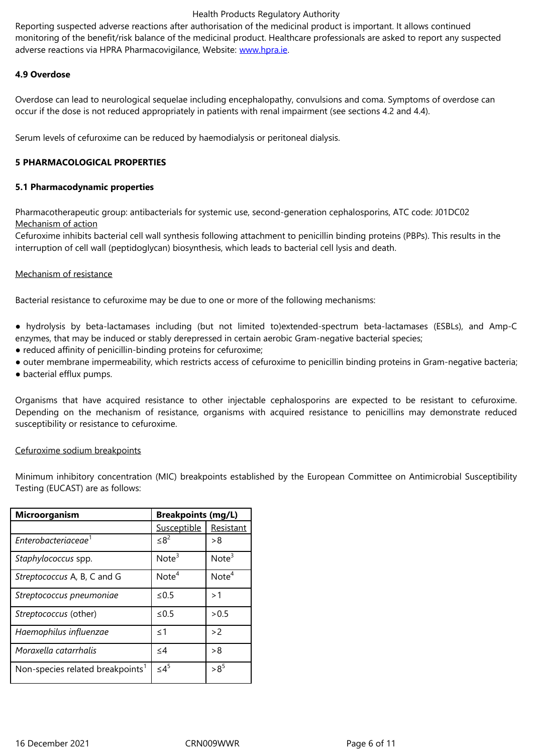Reporting suspected adverse reactions after authorisation of the medicinal product is important. It allows continued monitoring of the benefit/risk balance of the medicinal product. Healthcare professionals are asked to report any suspected adverse reactions via HPRA Pharmacovigilance, Website: www.hpra.ie.

**4.9 Overdose**

Overdose can lead to neurological sequelae including encephalopathy, convulsions and coma. Symptoms of overdose can occur if the dose is not reduced appropriately in patients with renal impairment (see sections 4.2 and 4.4).

Serum levels of cefuroxime can be reduced by haemodialysis or peritoneal dialysis.

**5 PHARMACOLOGICAL PROPERTIES**

**5.1 Pharmacodynamic properties**

Pharmacotherapeutic group: antibacterials for systemic use, second-generation cephalosporins, ATC code: J01DC02

Mechanism of action

Cefuroxime inhibits bacterial cell wall synthesis following attachment to penicillin binding proteins (PBPs). This results in the interruption of cell wall (peptidoglycan) biosynthesis, which leads to bacterial cell lysis and death.

Mechanism of resistance

Bacterial resistance to cefuroxime may be due to one or more of the following mechanisms:

- hydrolysis by beta-lactamases including (but not limited to)extended-spectrum beta-lactamases (ESBLs), and Amp-C enzymes, that may be induced or stably derepressed in certain aerobic Gram-negative bacterial species;
- reduced affinity of penicillin-binding proteins for cefuroxime;
- outer membrane impermeability, which restricts access of cefuroxime to penicillin binding proteins in Gram-negative bacteria;
- bacterial efflux pumps.

Organisms that have acquired resistance to other injectable cephalosporins are expected to be resistant to cefuroxime. Depending on the mechanism of resistance, organisms with acquired resistance to penicillins may demonstrate reduced susceptibility or resistance to cefuroxime.

Cefuroxime sodium breakpoints

Minimum inhibitory concentration (MIC) breakpoints established by the European Committee on Antimicrobial Susceptibility Testing (EUCAST) are as follows:

| **Microorganism** | **Breakpoints (mg/L)** | |
|---|---|---|
| | Susceptible | Resistant |
| *Enterobacteriaceae*[1] | ≤8[2] | >8 |
| *Staphylococcus* spp. | Note[3] | Note[3] |
| *Streptococcus* A, B, C and G | Note[4] | Note[4] |
| *Streptococcus pneumoniae* | ≤0.5 | >1 |
| *Streptococcus* (other) | ≤0.5 | >0.5 |
| *Haemophilus influenzae* | ≤1 | >2 |
| *Moraxella catarrhalis* | ≤4 | >8 |
| Non-species related breakpoints[1] | ≤4[5] | >8[5] |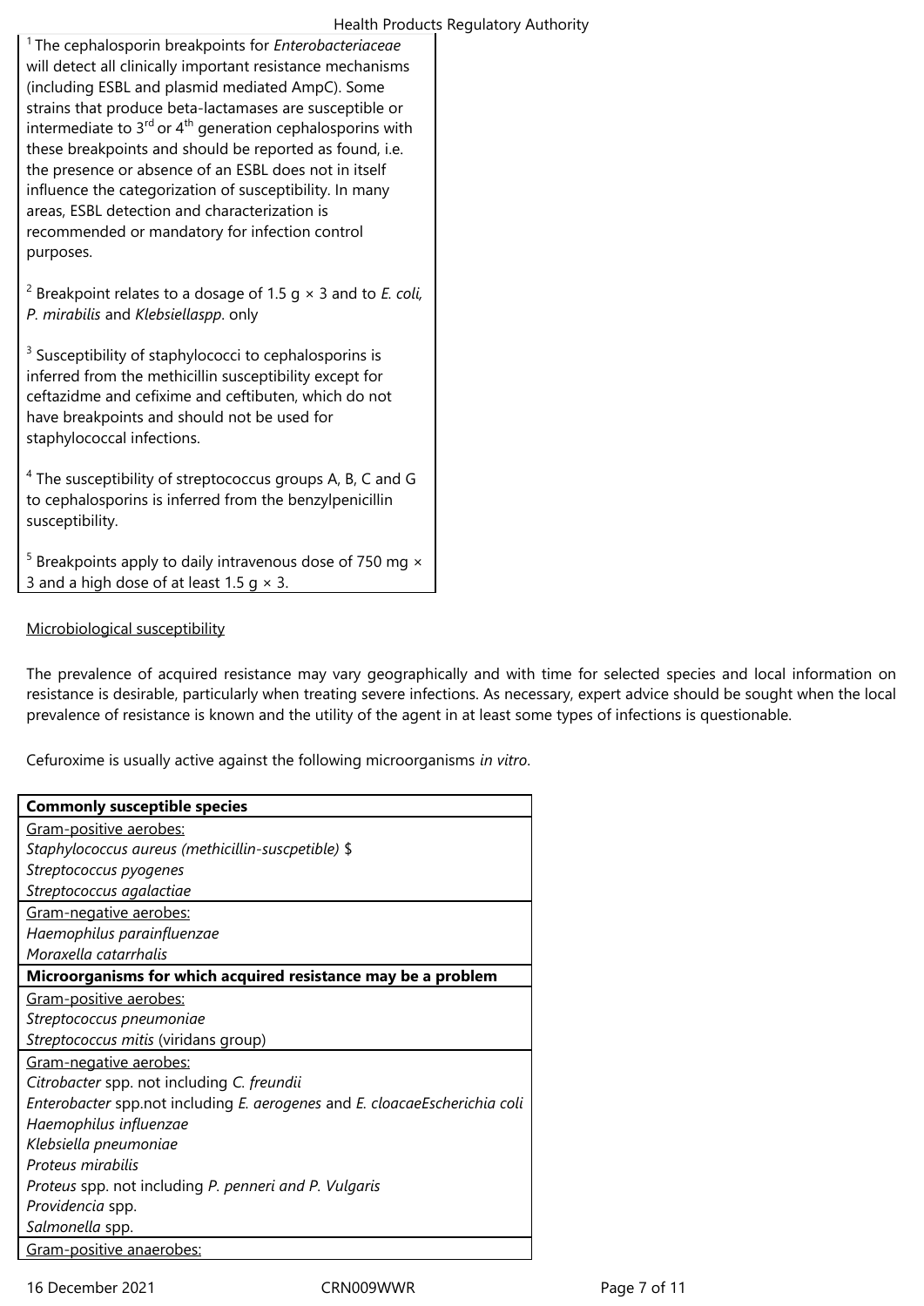[1] The cephalosporin breakpoints for *Enterobacteriaceae* will detect all clinically important resistance mechanisms (including ESBL and plasmid mediated AmpC). Some strains that produce beta-lactamases are susceptible or intermediate to 3rd or 4th generation cephalosporins with these breakpoints and should be reported as found, i.e. the presence or absence of an ESBL does not in itself influence the categorization of susceptibility. In many areas, ESBL detection and characterization is recommended or mandatory for infection control purposes.

[2] Breakpoint relates to a dosage of 1.5 g × 3 and to *E. coli, P. mirabilis* and *Klebsiellaspp*. only

[3] Susceptibility of staphylococci to cephalosporins is inferred from the methicillin susceptibility except for ceftazidme and cefixime and ceftibuten, which do not have breakpoints and should not be used for staphylococcal infections.

[4] The susceptibility of streptococcus groups A, B, C and G to cephalosporins is inferred from the benzylpenicillin susceptibility.

[5] Breakpoints apply to daily intravenous dose of 750 mg × 3 and a high dose of at least 1.5 g × 3.

Microbiological susceptibility

The prevalence of acquired resistance may vary geographically and with time for selected species and local information on resistance is desirable, particularly when treating severe infections. As necessary, expert advice should be sought when the local prevalence of resistance is known and the utility of the agent in at least some types of infections is questionable.

Cefuroxime is usually active against the following microorganisms *in vitro*.

| **Commonly susceptible species** |
|---|
| Gram-positive aerobes: |
| *Staphylococcus aureus (methicillin-suscpetible)* $ |
| *Streptococcus pyogenes* |
| *Streptococcus agalactiae* |
| Gram-negative aerobes: |
| *Haemophilus parainfluenzae* |
| *Moraxella catarrhalis* |
| **Microorganisms for which acquired resistance may be a problem** |
| Gram-positive aerobes: |
| *Streptococcus pneumoniae* |
| *Streptococcus mitis* (viridans group) |
| Gram-negative aerobes: |
| *Citrobacter* spp. not including *C. freundii* |
| *Enterobacter* spp.not including *E. aerogenes* and *E. cloacaeEscherichia coli* |
| *Haemophilus influenzae* |
| *Klebsiella pneumoniae* |
| *Proteus mirabilis* |
| *Proteus* spp. not including *P. penneri and P. Vulgaris* |
| *Providencia* spp. |
| *Salmonella* spp. |
| Gram-positive anaerobes: |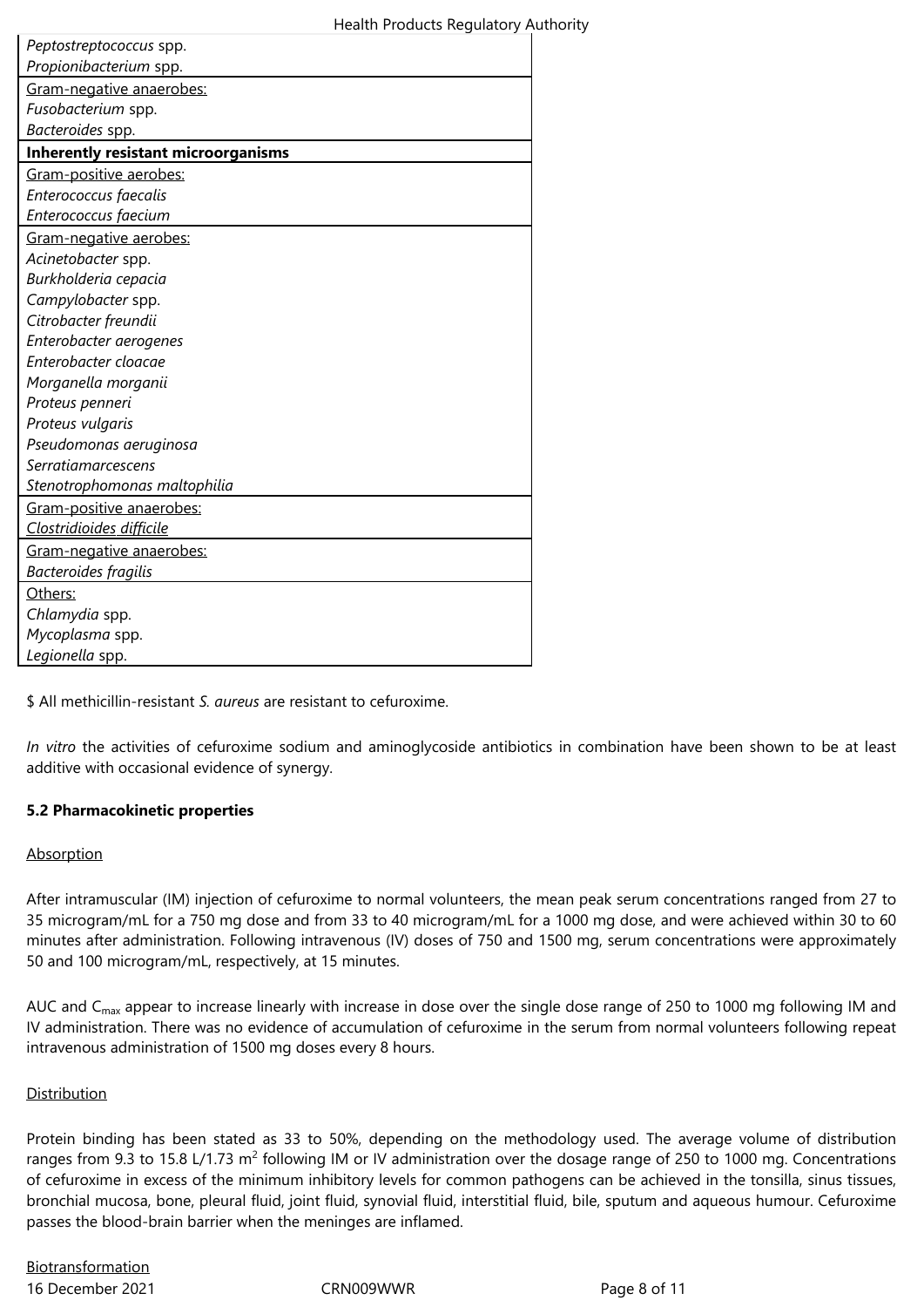| |
|---|
| *Peptostreptococcus* spp. |
| *Propionibacterium* spp. |
| Gram-negative anaerobes: |
| *Fusobacterium* spp. |
| *Bacteroides* spp. |
| **Inherently resistant microorganisms** |
| Gram-positive aerobes: |
| *Enterococcus faecalis* |
| *Enterococcus faecium* |
| Gram-negative aerobes: |
| *Acinetobacter* spp. |
| *Burkholderia cepacia* |
| *Campylobacter* spp. |
| *Citrobacter freundii* |
| *Enterobacter aerogenes* |
| *Enterobacter cloacae* |
| *Morganella morganii* |
| *Proteus penneri* |
| *Proteus vulgaris* |
| *Pseudomonas aeruginosa* |
| *Serratiamarcescens* |
| *Stenotrophomonas maltophilia* |
| Gram-positive anaerobes: |
| *Clostridioides difficile* |
| Gram-negative anaerobes: |
| *Bacteroides fragilis* |
| Others: |
| *Chlamydia* spp. |
| *Mycoplasma* spp. |
| *Legionella* spp. |

$ All methicillin-resistant *S. aureus* are resistant to cefuroxime.

*In vitro* the activities of cefuroxime sodium and aminoglycoside antibiotics in combination have been shown to be at least additive with occasional evidence of synergy.

**5.2 Pharmacokinetic properties**

Absorption

After intramuscular (IM) injection of cefuroxime to normal volunteers, the mean peak serum concentrations ranged from 27 to 35 microgram/mL for a 750 mg dose and from 33 to 40 microgram/mL for a 1000 mg dose, and were achieved within 30 to 60 minutes after administration. Following intravenous (IV) doses of 750 and 1500 mg, serum concentrations were approximately 50 and 100 microgram/mL, respectively, at 15 minutes.

AUC and $C_{max}$ appear to increase linearly with increase in dose over the single dose range of 250 to 1000 mg following IM and IV administration. There was no evidence of accumulation of cefuroxime in the serum from normal volunteers following repeat intravenous administration of 1500 mg doses every 8 hours.

Distribution

Protein binding has been stated as 33 to 50%, depending on the methodology used. The average volume of distribution ranges from 9.3 to 15.8 L/1.73 $m^2$ following IM or IV administration over the dosage range of 250 to 1000 mg. Concentrations of cefuroxime in excess of the minimum inhibitory levels for common pathogens can be achieved in the tonsilla, sinus tissues, bronchial mucosa, bone, pleural fluid, joint fluid, synovial fluid, interstitial fluid, bile, sputum and aqueous humour. Cefuroxime passes the blood-brain barrier when the meninges are inflamed.

Biotransformation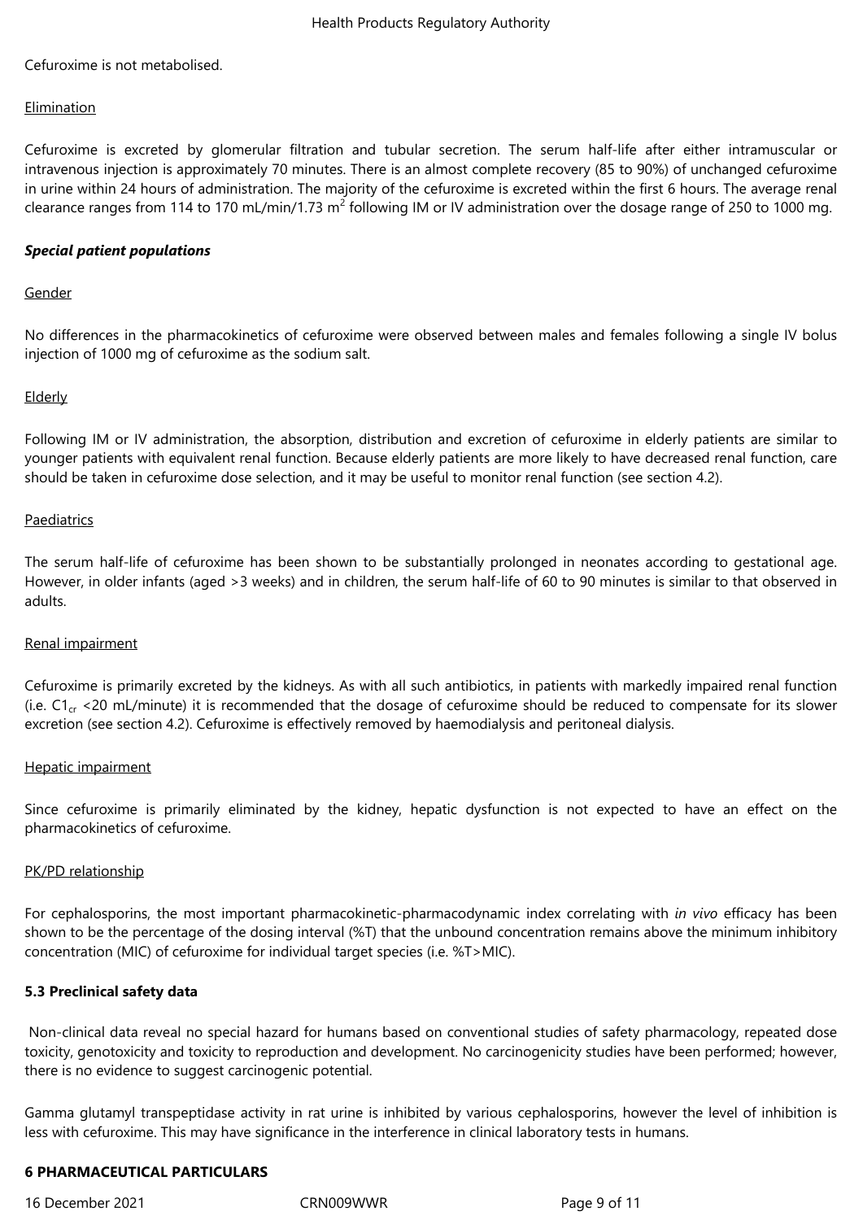Cefuroxime is not metabolised.

Elimination

Cefuroxime is excreted by glomerular filtration and tubular secretion. The serum half-life after either intramuscular or intravenous injection is approximately 70 minutes. There is an almost complete recovery (85 to 90%) of unchanged cefuroxime in urine within 24 hours of administration. The majority of the cefuroxime is excreted within the first 6 hours. The average renal clearance ranges from 114 to 170 mL/min/1.73 $m^2$ following IM or IV administration over the dosage range of 250 to 1000 mg.

***Special patient populations***

Gender

No differences in the pharmacokinetics of cefuroxime were observed between males and females following a single IV bolus injection of 1000 mg of cefuroxime as the sodium salt.

Elderly

Following IM or IV administration, the absorption, distribution and excretion of cefuroxime in elderly patients are similar to younger patients with equivalent renal function. Because elderly patients are more likely to have decreased renal function, care should be taken in cefuroxime dose selection, and it may be useful to monitor renal function (see section 4.2).

Paediatrics

The serum half-life of cefuroxime has been shown to be substantially prolonged in neonates according to gestational age. However, in older infants (aged >3 weeks) and in children, the serum half-life of 60 to 90 minutes is similar to that observed in adults.

Renal impairment

Cefuroxime is primarily excreted by the kidneys. As with all such antibiotics, in patients with markedly impaired renal function (i.e. $C1_{cr}$ <20 mL/minute) it is recommended that the dosage of cefuroxime should be reduced to compensate for its slower excretion (see section 4.2). Cefuroxime is effectively removed by haemodialysis and peritoneal dialysis.

Hepatic impairment

Since cefuroxime is primarily eliminated by the kidney, hepatic dysfunction is not expected to have an effect on the pharmacokinetics of cefuroxime.

PK/PD relationship

For cephalosporins, the most important pharmacokinetic-pharmacodynamic index correlating with *in vivo* efficacy has been shown to be the percentage of the dosing interval (%T) that the unbound concentration remains above the minimum inhibitory concentration (MIC) of cefuroxime for individual target species (i.e. %T>MIC).

**5.3 Preclinical safety data**

Non-clinical data reveal no special hazard for humans based on conventional studies of safety pharmacology, repeated dose toxicity, genotoxicity and toxicity to reproduction and development. No carcinogenicity studies have been performed; however, there is no evidence to suggest carcinogenic potential.

Gamma glutamyl transpeptidase activity in rat urine is inhibited by various cephalosporins, however the level of inhibition is less with cefuroxime. This may have significance in the interference in clinical laboratory tests in humans.

**6 PHARMACEUTICAL PARTICULARS**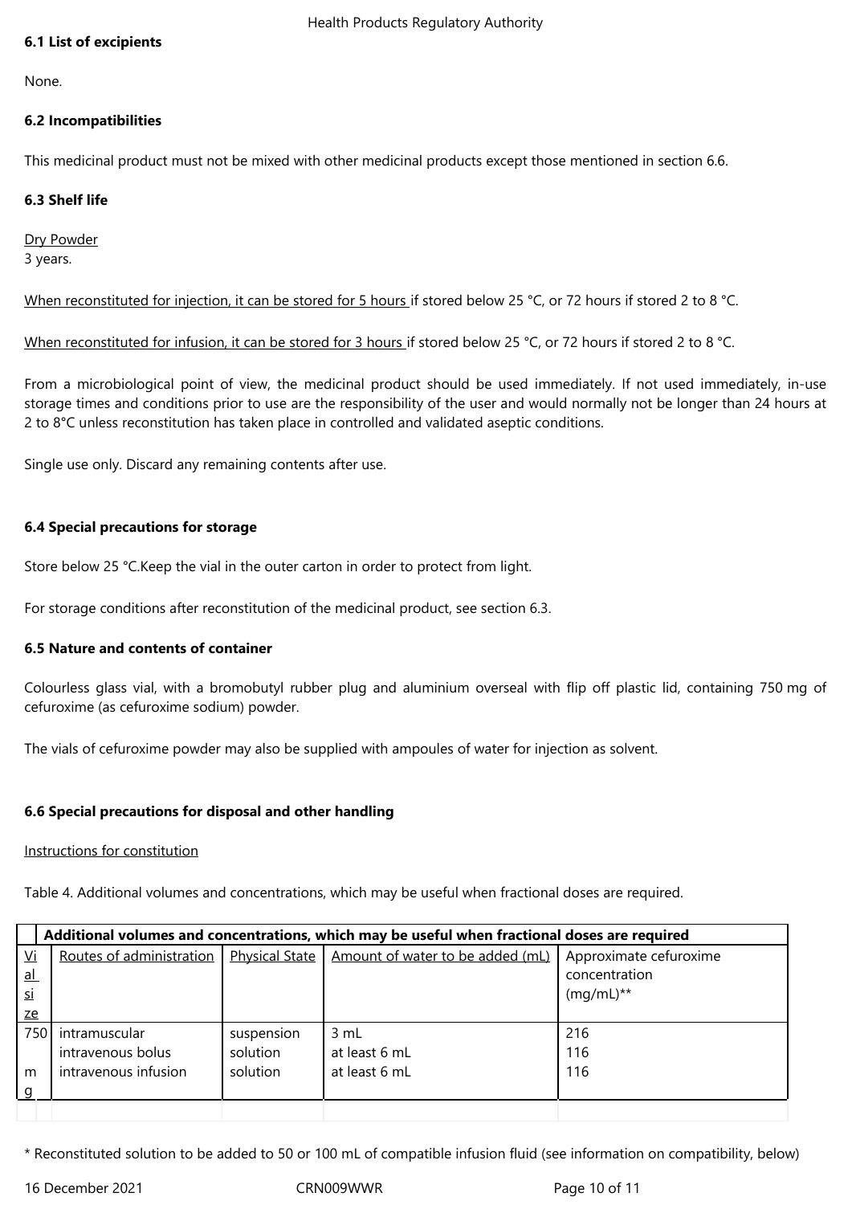### 6.1 List of excipients

None.

### 6.2 Incompatibilities

This medicinal product must not be mixed with other medicinal products except those mentioned in section 6.6.

### 6.3 Shelf life

Dry Powder
3 years.

When reconstituted for injection, it can be stored for 5 hours if stored below 25 °C, or 72 hours if stored 2 to 8 °C.

When reconstituted for infusion, it can be stored for 3 hours if stored below 25 °C, or 72 hours if stored 2 to 8 °C.

From a microbiological point of view, the medicinal product should be used immediately. If not used immediately, in-use storage times and conditions prior to use are the responsibility of the user and would normally not be longer than 24 hours at 2 to 8°C unless reconstitution has taken place in controlled and validated aseptic conditions.

Single use only. Discard any remaining contents after use.

### 6.4 Special precautions for storage

Store below 25 °C.Keep the vial in the outer carton in order to protect from light.

For storage conditions after reconstitution of the medicinal product, see section 6.3.

### 6.5 Nature and contents of container

Colourless glass vial, with a bromobutyl rubber plug and aluminium overseal with flip off plastic lid, containing 750 mg of cefuroxime (as cefuroxime sodium) powder.

The vials of cefuroxime powder may also be supplied with ampoules of water for injection as solvent.

### 6.6 Special precautions for disposal and other handling

Instructions for constitution

Table 4. Additional volumes and concentrations, which may be useful when fractional doses are required.

| Additional volumes and concentrations, which may be useful when fractional doses are required | | | | |
|---|---|---|---|---|
| Vial size | Routes of administration | Physical State | Amount of water to be added (mL) | Approximate cefuroxime concentration (mg/mL)** |
| 750 mg | intramuscular | suspension | 3 mL | 216 |
| | intravenous bolus | solution | at least 6 mL | 116 |
| | intravenous infusion | solution | at least 6 mL | 116 |

* Reconstituted solution to be added to 50 or 100 mL of compatible infusion fluid (see information on compatibility, below)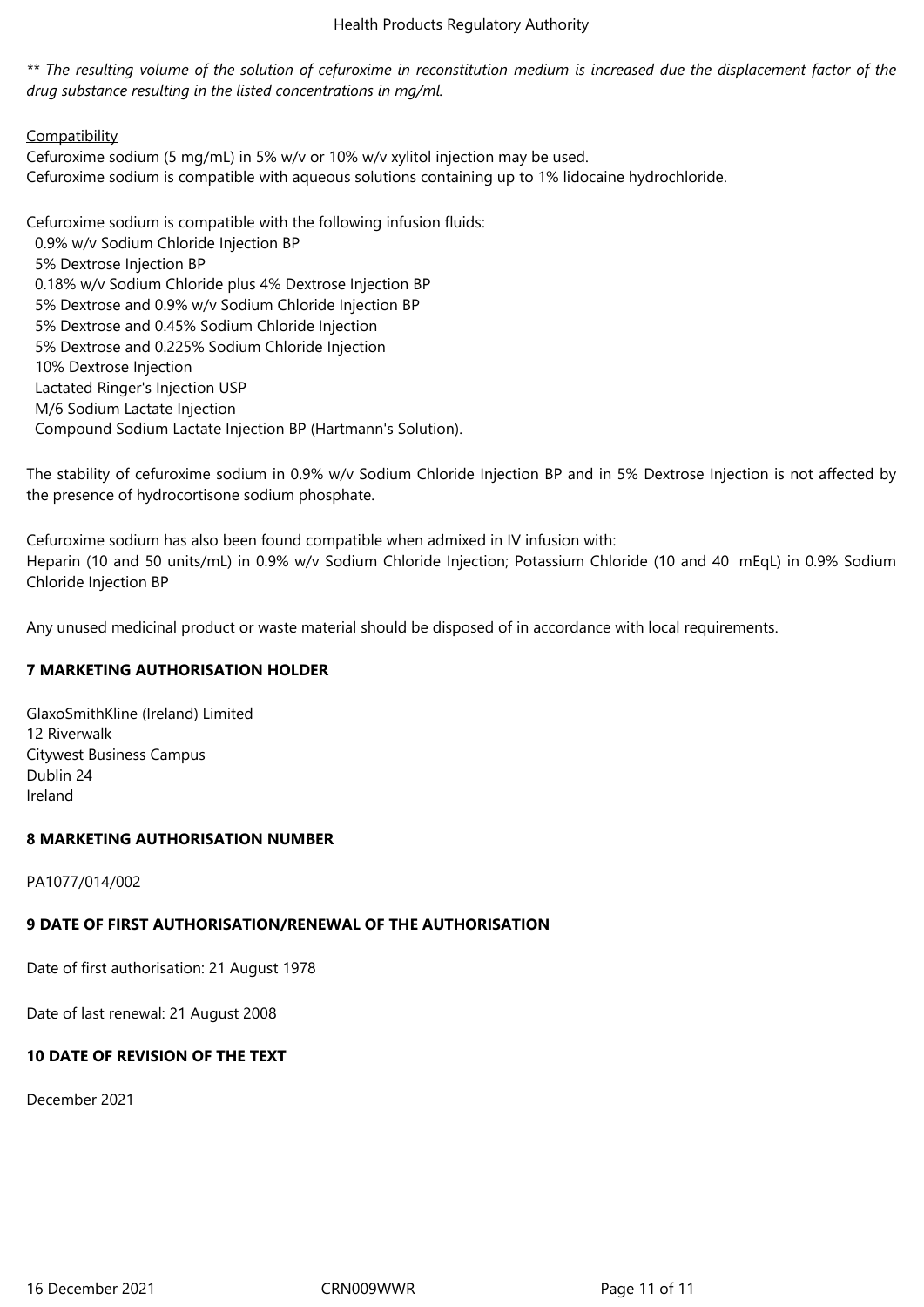*** The resulting volume of the solution of cefuroxime in reconstitution medium is increased due the displacement factor of the drug substance resulting in the listed concentrations in mg/ml.*

Compatibility

Cefuroxime sodium (5 mg/mL) in 5% w/v or 10% w/v xylitol injection may be used.
Cefuroxime sodium is compatible with aqueous solutions containing up to 1% lidocaine hydrochloride.

Cefuroxime sodium is compatible with the following infusion fluids:

- 0.9% w/v Sodium Chloride Injection BP
- 5% Dextrose Injection BP
- 0.18% w/v Sodium Chloride plus 4% Dextrose Injection BP
- 5% Dextrose and 0.9% w/v Sodium Chloride Injection BP
- 5% Dextrose and 0.45% Sodium Chloride Injection
- 5% Dextrose and 0.225% Sodium Chloride Injection
- 10% Dextrose Injection
- Lactated Ringer's Injection USP
- M/6 Sodium Lactate Injection
- Compound Sodium Lactate Injection BP (Hartmann's Solution).

The stability of cefuroxime sodium in 0.9% w/v Sodium Chloride Injection BP and in 5% Dextrose Injection is not affected by the presence of hydrocortisone sodium phosphate.

Cefuroxime sodium has also been found compatible when admixed in IV infusion with:
Heparin (10 and 50 units/mL) in 0.9% w/v Sodium Chloride Injection; Potassium Chloride (10 and 40 mEqL) in 0.9% Sodium Chloride Injection BP

Any unused medicinal product or waste material should be disposed of in accordance with local requirements.

## 7 MARKETING AUTHORISATION HOLDER

GlaxoSmithKline (Ireland) Limited
12 Riverwalk
Citywest Business Campus
Dublin 24
Ireland

## 8 MARKETING AUTHORISATION NUMBER

PA1077/014/002

## 9 DATE OF FIRST AUTHORISATION/RENEWAL OF THE AUTHORISATION

Date of first authorisation: 21 August 1978

Date of last renewal: 21 August 2008

## 10 DATE OF REVISION OF THE TEXT

December 2021